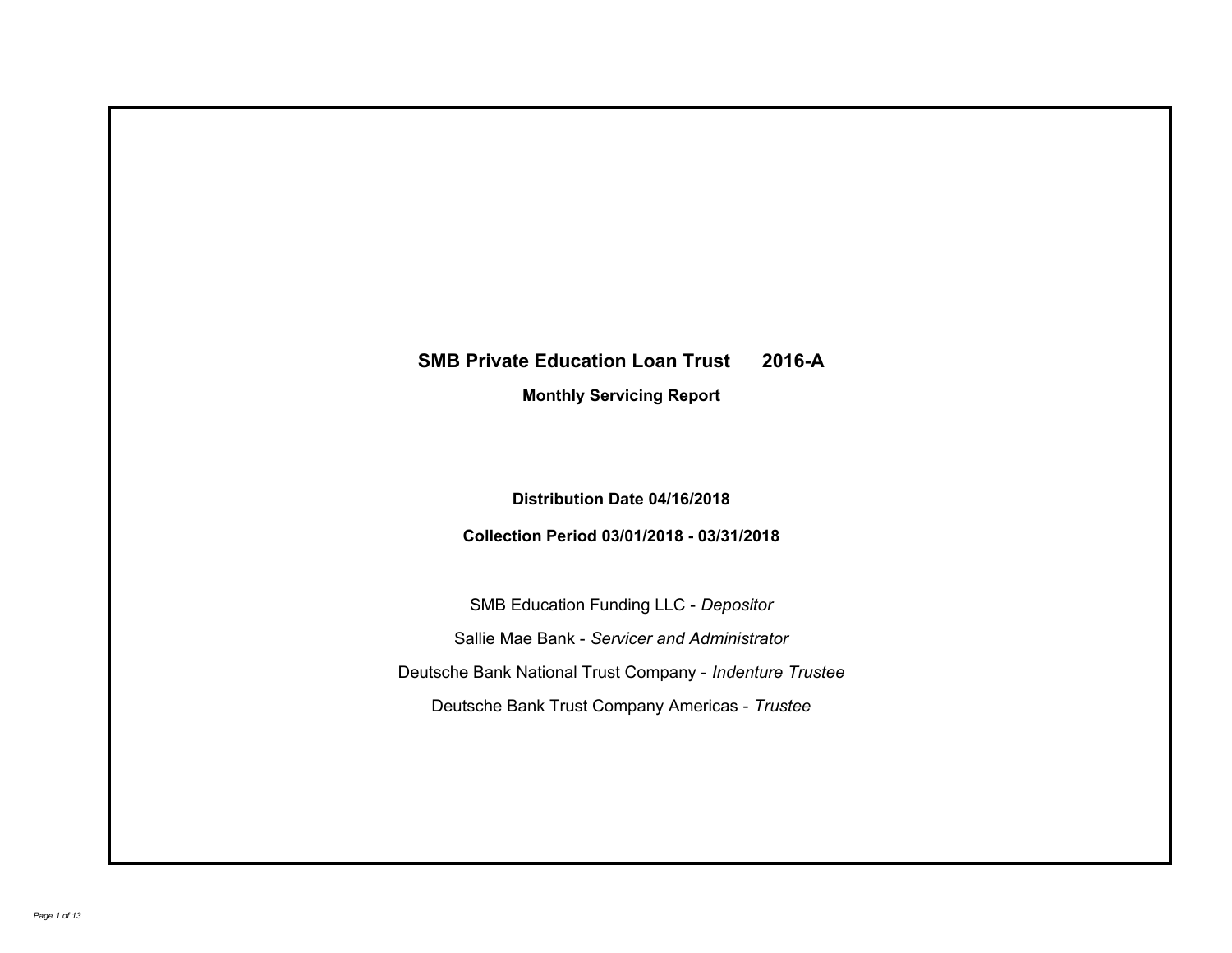# SMB Private Education Loan Trust 2016-A

**Monthly Servicing Report**

**Distribution Date 04/16/2018**

**Collection Period 03/01/2018 - 03/31/2018**

SMB Education Funding LLC - *Depositor*

Sallie Mae Bank - *Servicer and Administrator*

Deutsche Bank National Trust Company - *Indenture Trustee*

Deutsche Bank Trust Company Americas - *Trustee*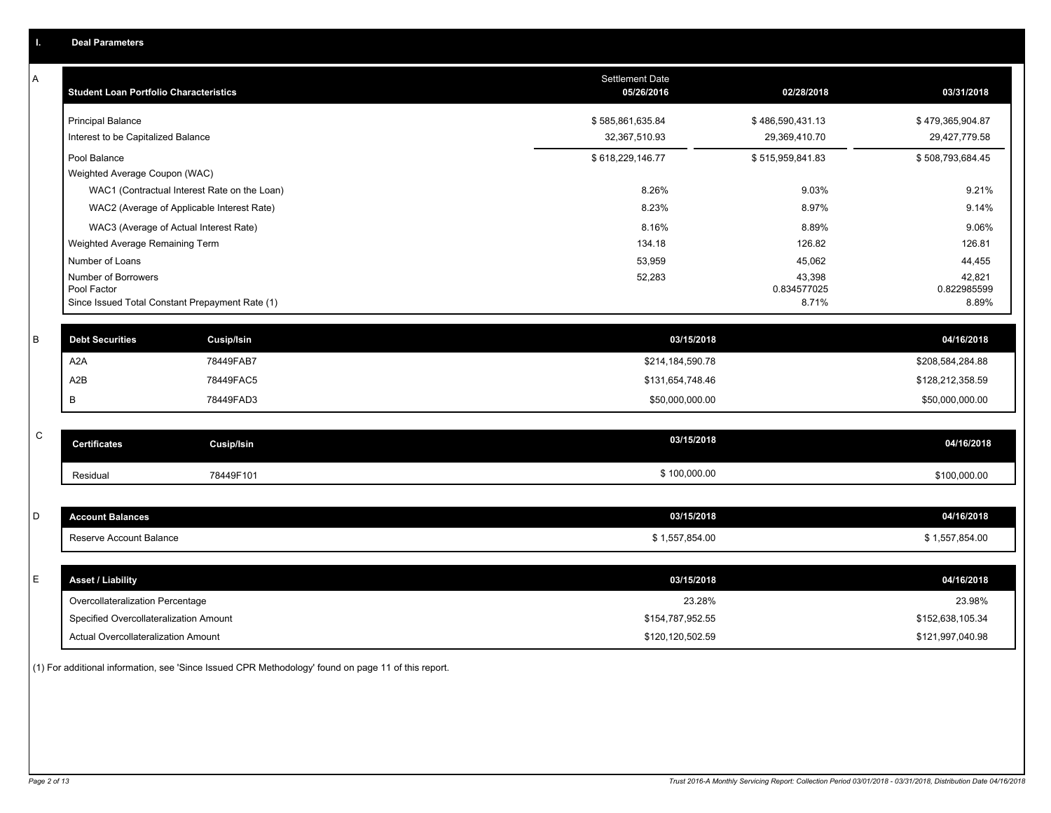## I. Deal Parameters

### A

| Student Loan Portfolio Characteristics | Settlement Date 05/26/2016 | 02/28/2018 | 03/31/2018 |
|---|---|---|---|
| Principal Balance | $ 585,861,635.84 | $ 486,590,431.13 | $ 479,365,904.87 |
| Interest to be Capitalized Balance | 32,367,510.93 | 29,369,410.70 | 29,427,779.58 |
| Pool Balance | $ 618,229,146.77 | $ 515,959,841.83 | $ 508,793,684.45 |
| Weighted Average Coupon (WAC) | | | |
| WAC1 (Contractual Interest Rate on the Loan) | 8.26% | 9.03% | 9.21% |
| WAC2 (Average of Applicable Interest Rate) | 8.23% | 8.97% | 9.14% |
| WAC3 (Average of Actual Interest Rate) | 8.16% | 8.89% | 9.06% |
| Weighted Average Remaining Term | 134.18 | 126.82 | 126.81 |
| Number of Loans | 53,959 | 45,062 | 44,455 |
| Number of Borrowers | 52,283 | 43,398 | 42,821 |
| Pool Factor | | 0.834577025 | 0.822985599 |
| Since Issued Total Constant Prepayment Rate (1) | | 8.71% | 8.89% |

### B

| Debt Securities | Cusip/Isin | 03/15/2018 | 04/16/2018 |
|---|---|---|---|
| A2A | 78449FAB7 | $214,184,590.78 | $208,584,284.88 |
| A2B | 78449FAC5 | $131,654,748.46 | $128,212,358.59 |
| B | 78449FAD3 | $50,000,000.00 | $50,000,000.00 |

### C

| Certificates | Cusip/Isin | 03/15/2018 | 04/16/2018 |
|---|---|---|---|
| Residual | 78449F101 | $ 100,000.00 | $100,000.00 |

### D

| Account Balances | 03/15/2018 | 04/16/2018 |
|---|---|---|
| Reserve Account Balance | $ 1,557,854.00 | $ 1,557,854.00 |

### E

| Asset / Liability | 03/15/2018 | 04/16/2018 |
|---|---|---|
| Overcollateralization Percentage | 23.28% | 23.98% |
| Specified Overcollateralization Amount | $154,787,952.55 | $152,638,105.34 |
| Actual Overcollateralization Amount | $120,120,502.59 | $121,997,040.98 |

(1) For additional information, see 'Since Issued CPR Methodology' found on page 11 of this report.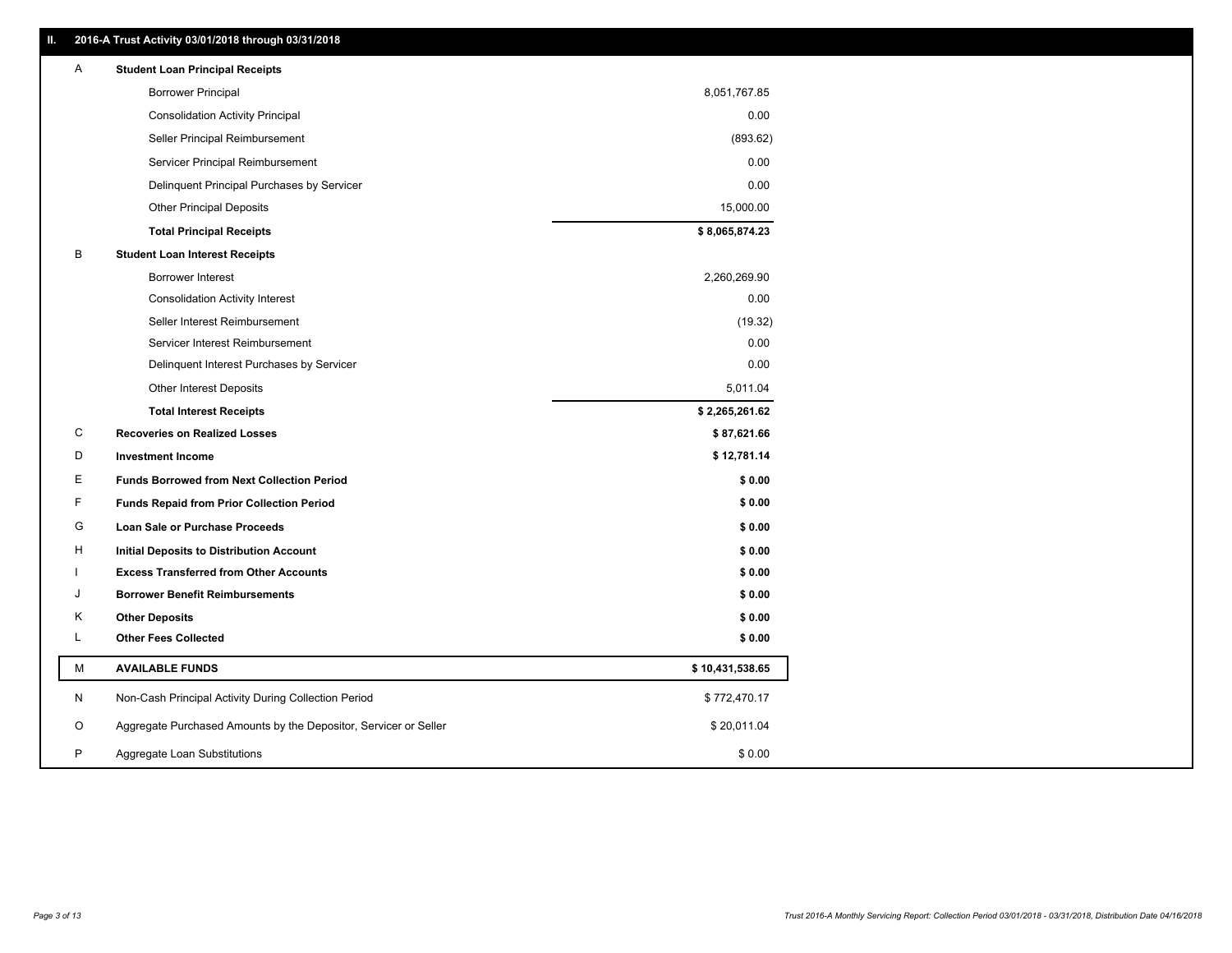## II. 2016-A Trust Activity 03/01/2018 through 03/31/2018

| | | |
|---|---|---|
| A | **Student Loan Principal Receipts** | |
| | Borrower Principal | 8,051,767.85 |
| | Consolidation Activity Principal | 0.00 |
| | Seller Principal Reimbursement | (893.62) |
| | Servicer Principal Reimbursement | 0.00 |
| | Delinquent Principal Purchases by Servicer | 0.00 |
| | Other Principal Deposits | 15,000.00 |
| | **Total Principal Receipts** | **$ 8,065,874.23** |
| B | **Student Loan Interest Receipts** | |
| | Borrower Interest | 2,260,269.90 |
| | Consolidation Activity Interest | 0.00 |
| | Seller Interest Reimbursement | (19.32) |
| | Servicer Interest Reimbursement | 0.00 |
| | Delinquent Interest Purchases by Servicer | 0.00 |
| | Other Interest Deposits | 5,011.04 |
| | **Total Interest Receipts** | **$ 2,265,261.62** |
| C | **Recoveries on Realized Losses** | **$ 87,621.66** |
| D | **Investment Income** | **$ 12,781.14** |
| E | **Funds Borrowed from Next Collection Period** | **$ 0.00** |
| F | **Funds Repaid from Prior Collection Period** | **$ 0.00** |
| G | **Loan Sale or Purchase Proceeds** | **$ 0.00** |
| H | **Initial Deposits to Distribution Account** | **$ 0.00** |
| I | **Excess Transferred from Other Accounts** | **$ 0.00** |
| J | **Borrower Benefit Reimbursements** | **$ 0.00** |
| K | **Other Deposits** | **$ 0.00** |
| L | **Other Fees Collected** | **$ 0.00** |
| M | **AVAILABLE FUNDS** | **$ 10,431,538.65** |
| N | Non-Cash Principal Activity During Collection Period | $ 772,470.17 |
| O | Aggregate Purchased Amounts by the Depositor, Servicer or Seller | $ 20,011.04 |
| P | Aggregate Loan Substitutions | $ 0.00 |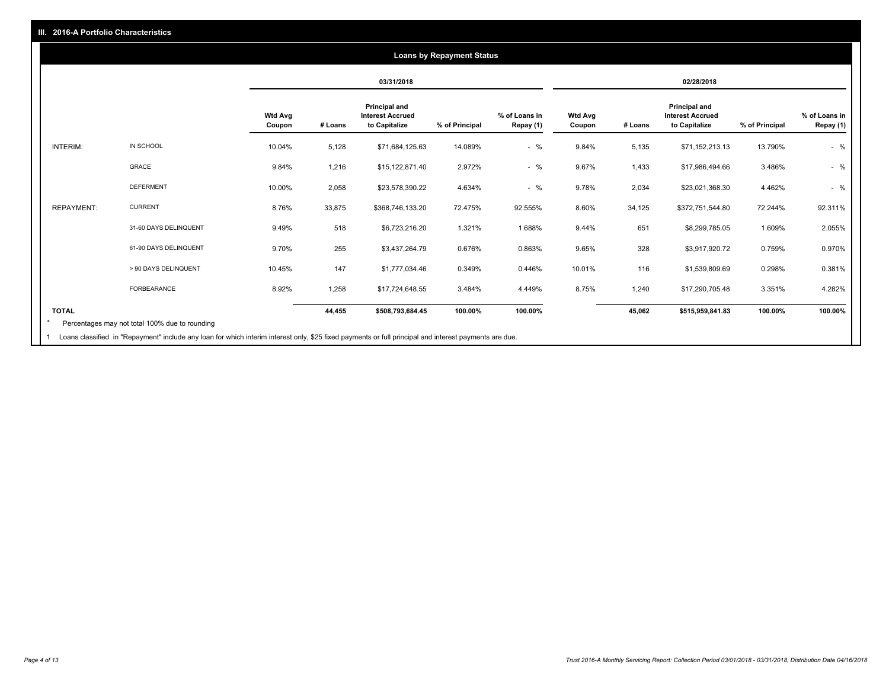## III. 2016-A Portfolio Characteristics

### Loans by Repayment Status

| | | 03/31/2018 | | | | | 02/28/2018 | | | | |
|---|---|---|---|---|---|---|---|---|---|---|---|
| | | Wtd Avg Coupon | # Loans | Principal and Interest Accrued to Capitalize | % of Principal | % of Loans in Repay (1) | Wtd Avg Coupon | # Loans | Principal and Interest Accrued to Capitalize | % of Principal | % of Loans in Repay (1) |
| INTERIM: | IN SCHOOL | 10.04% | 5,128 | $71,684,125.63 | 14.089% | - % | 9.84% | 5,135 | $71,152,213.13 | 13.790% | - % |
| | GRACE | 9.84% | 1,216 | $15,122,871.40 | 2.972% | - % | 9.67% | 1,433 | $17,986,494.66 | 3.486% | - % |
| | DEFERMENT | 10.00% | 2,058 | $23,578,390.22 | 4.634% | - % | 9.78% | 2,034 | $23,021,368.30 | 4.462% | - % |
| REPAYMENT: | CURRENT | 8.76% | 33,875 | $368,746,133.20 | 72.475% | 92.555% | 8.60% | 34,125 | $372,751,544.80 | 72.244% | 92.311% |
| | 31-60 DAYS DELINQUENT | 9.49% | 518 | $6,723,216.20 | 1.321% | 1.688% | 9.44% | 651 | $8,299,785.05 | 1.609% | 2.055% |
| | 61-90 DAYS DELINQUENT | 9.70% | 255 | $3,437,264.79 | 0.676% | 0.863% | 9.65% | 328 | $3,917,920.72 | 0.759% | 0.970% |
| | > 90 DAYS DELINQUENT | 10.45% | 147 | $1,777,034.46 | 0.349% | 0.446% | 10.01% | 116 | $1,539,809.69 | 0.298% | 0.381% |
| | FORBEARANCE | 8.92% | 1,258 | $17,724,648.55 | 3.484% | 4.449% | 8.75% | 1,240 | $17,290,705.48 | 3.351% | 4.282% |
| **TOTAL** | | | **44,455** | **$508,793,684.45** | **100.00%** | **100.00%** | | **45,062** | **$515,959,841.83** | **100.00%** | **100.00%** |

* Percentages may not total 100% due to rounding

1 Loans classified in "Repayment" include any loan for which interim interest only, $25 fixed payments or full principal and interest payments are due.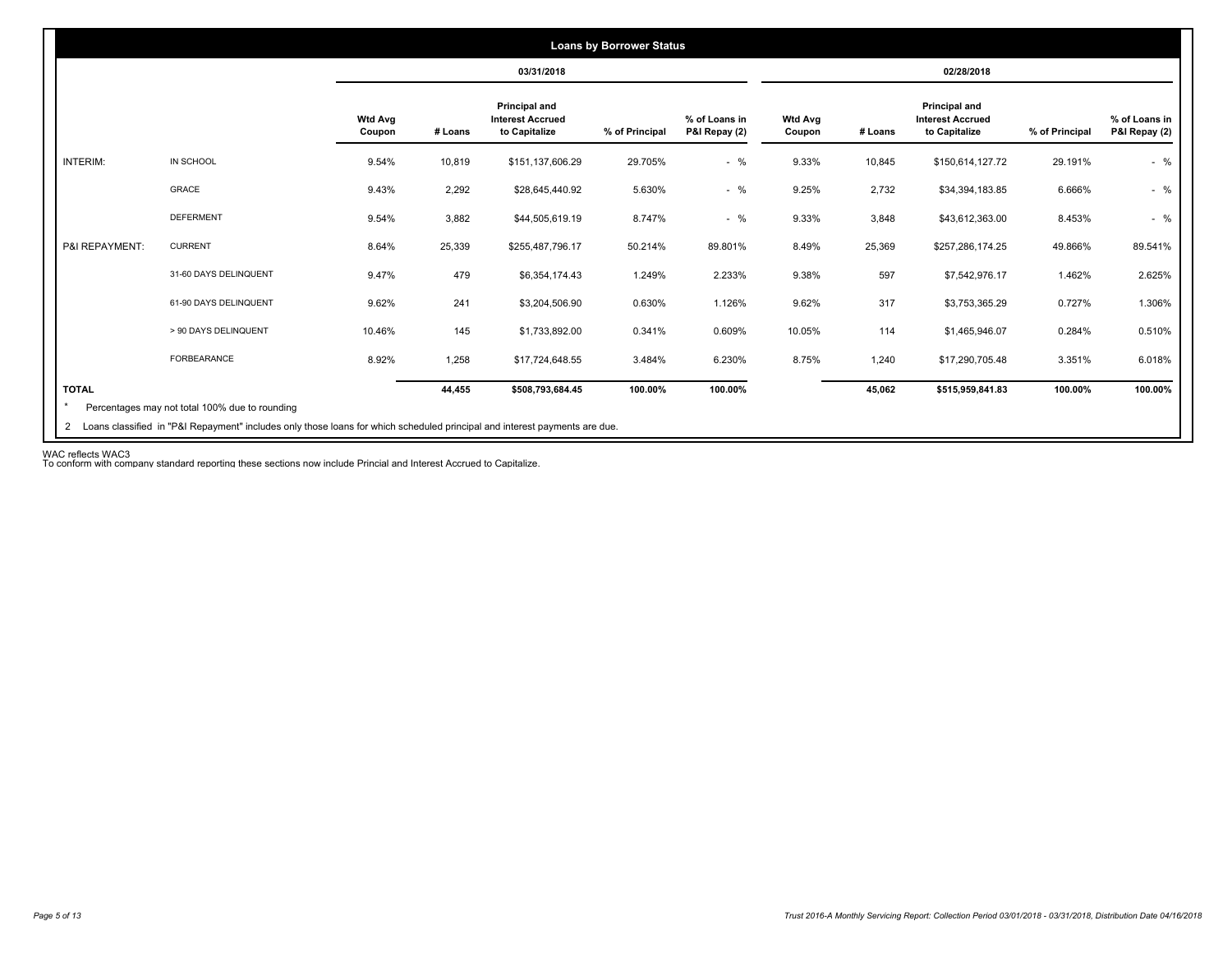## Loans by Borrower Status

| | | 03/31/2018 | | | | | 02/28/2018 | | | | |
|---|---|---|---|---|---|---|---|---|---|---|---|
| | | Wtd Avg Coupon | # Loans | Principal and Interest Accrued to Capitalize | % of Principal | % of Loans in P&I Repay (2) | Wtd Avg Coupon | # Loans | Principal and Interest Accrued to Capitalize | % of Principal | % of Loans in P&I Repay (2) |
| INTERIM: | IN SCHOOL | 9.54% | 10,819 | $151,137,606.29 | 29.705% | - % | 9.33% | 10,845 | $150,614,127.72 | 29.191% | - % |
| | GRACE | 9.43% | 2,292 | $28,645,440.92 | 5.630% | - % | 9.25% | 2,732 | $34,394,183.85 | 6.666% | - % |
| | DEFERMENT | 9.54% | 3,882 | $44,505,619.19 | 8.747% | - % | 9.33% | 3,848 | $43,612,363.00 | 8.453% | - % |
| P&I REPAYMENT: | CURRENT | 8.64% | 25,339 | $255,487,796.17 | 50.214% | 89.801% | 8.49% | 25,369 | $257,286,174.25 | 49.866% | 89.541% |
| | 31-60 DAYS DELINQUENT | 9.47% | 479 | $6,354,174.43 | 1.249% | 2.233% | 9.38% | 597 | $7,542,976.17 | 1.462% | 2.625% |
| | 61-90 DAYS DELINQUENT | 9.62% | 241 | $3,204,506.90 | 0.630% | 1.126% | 9.62% | 317 | $3,753,365.29 | 0.727% | 1.306% |
| | > 90 DAYS DELINQUENT | 10.46% | 145 | $1,733,892.00 | 0.341% | 0.609% | 10.05% | 114 | $1,465,946.07 | 0.284% | 0.510% |
| | FORBEARANCE | 8.92% | 1,258 | $17,724,648.55 | 3.484% | 6.230% | 8.75% | 1,240 | $17,290,705.48 | 3.351% | 6.018% |
| TOTAL | | | 44,455 | $508,793,684.45 | 100.00% | 100.00% | | 45,062 | $515,959,841.83 | 100.00% | 100.00% |

* Percentages may not total 100% due to rounding

2 Loans classified in "P&I Repayment" includes only those loans for which scheduled principal and interest payments are due.

WAC reflects WAC3

To conform with company standard reporting these sections now include Princial and Interest Accrued to Capitalize.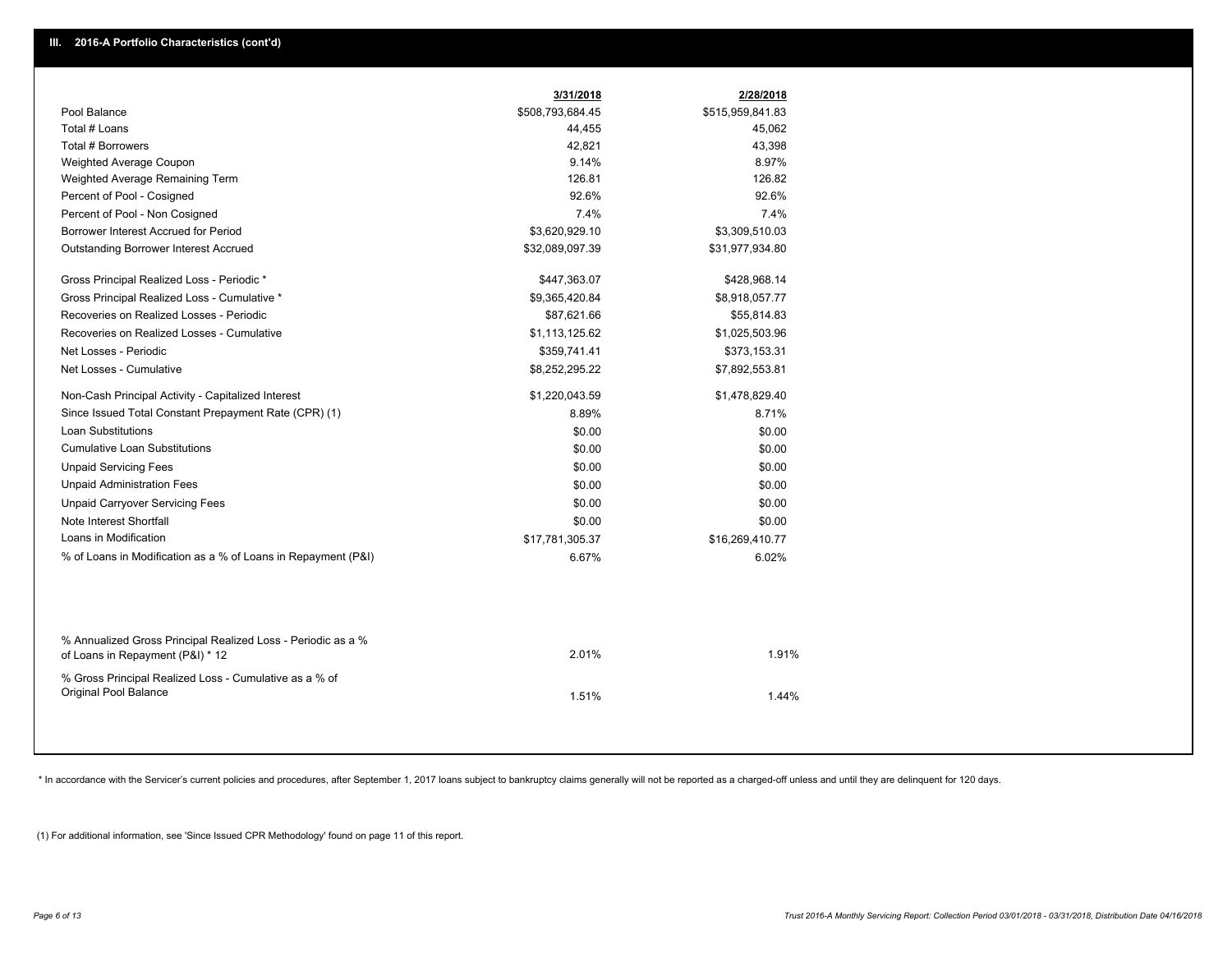## III. 2016-A Portfolio Characteristics (cont'd)

| | 3/31/2018 | 2/28/2018 |
|---|---|---|
| Pool Balance | $508,793,684.45 | $515,959,841.83 |
| Total # Loans | 44,455 | 45,062 |
| Total # Borrowers | 42,821 | 43,398 |
| Weighted Average Coupon | 9.14% | 8.97% |
| Weighted Average Remaining Term | 126.81 | 126.82 |
| Percent of Pool - Cosigned | 92.6% | 92.6% |
| Percent of Pool - Non Cosigned | 7.4% | 7.4% |
| Borrower Interest Accrued for Period | $3,620,929.10 | $3,309,510.03 |
| Outstanding Borrower Interest Accrued | $32,089,097.39 | $31,977,934.80 |
| Gross Principal Realized Loss - Periodic * | $447,363.07 | $428,968.14 |
| Gross Principal Realized Loss - Cumulative * | $9,365,420.84 | $8,918,057.77 |
| Recoveries on Realized Losses - Periodic | $87,621.66 | $55,814.83 |
| Recoveries on Realized Losses - Cumulative | $1,113,125.62 | $1,025,503.96 |
| Net Losses - Periodic | $359,741.41 | $373,153.31 |
| Net Losses - Cumulative | $8,252,295.22 | $7,892,553.81 |
| Non-Cash Principal Activity - Capitalized Interest | $1,220,043.59 | $1,478,829.40 |
| Since Issued Total Constant Prepayment Rate (CPR) (1) | 8.89% | 8.71% |
| Loan Substitutions | $0.00 | $0.00 |
| Cumulative Loan Substitutions | $0.00 | $0.00 |
| Unpaid Servicing Fees | $0.00 | $0.00 |
| Unpaid Administration Fees | $0.00 | $0.00 |
| Unpaid Carryover Servicing Fees | $0.00 | $0.00 |
| Note Interest Shortfall | $0.00 | $0.00 |
| Loans in Modification | $17,781,305.37 | $16,269,410.77 |
| % of Loans in Modification as a % of Loans in Repayment (P&I) | 6.67% | 6.02% |
| % Annualized Gross Principal Realized Loss - Periodic as a % of Loans in Repayment (P&I) * 12 | 2.01% | 1.91% |
| % Gross Principal Realized Loss - Cumulative as a % of Original Pool Balance | 1.51% | 1.44% |

* In accordance with the Servicer's current policies and procedures, after September 1, 2017 loans subject to bankruptcy claims generally will not be reported as a charged-off unless and until they are delinquent for 120 days.

(1) For additional information, see 'Since Issued CPR Methodology' found on page 11 of this report.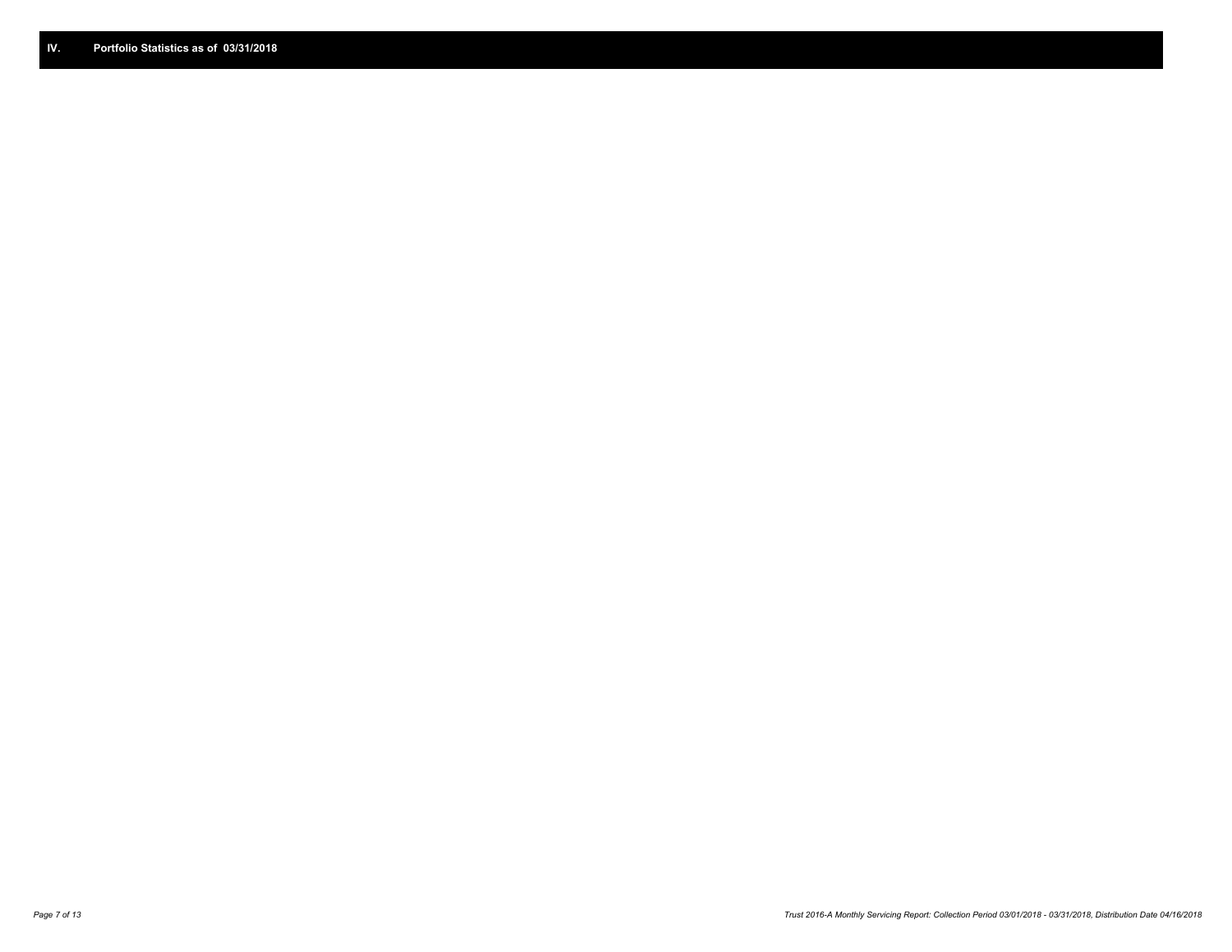## IV. Portfolio Statistics as of 03/31/2018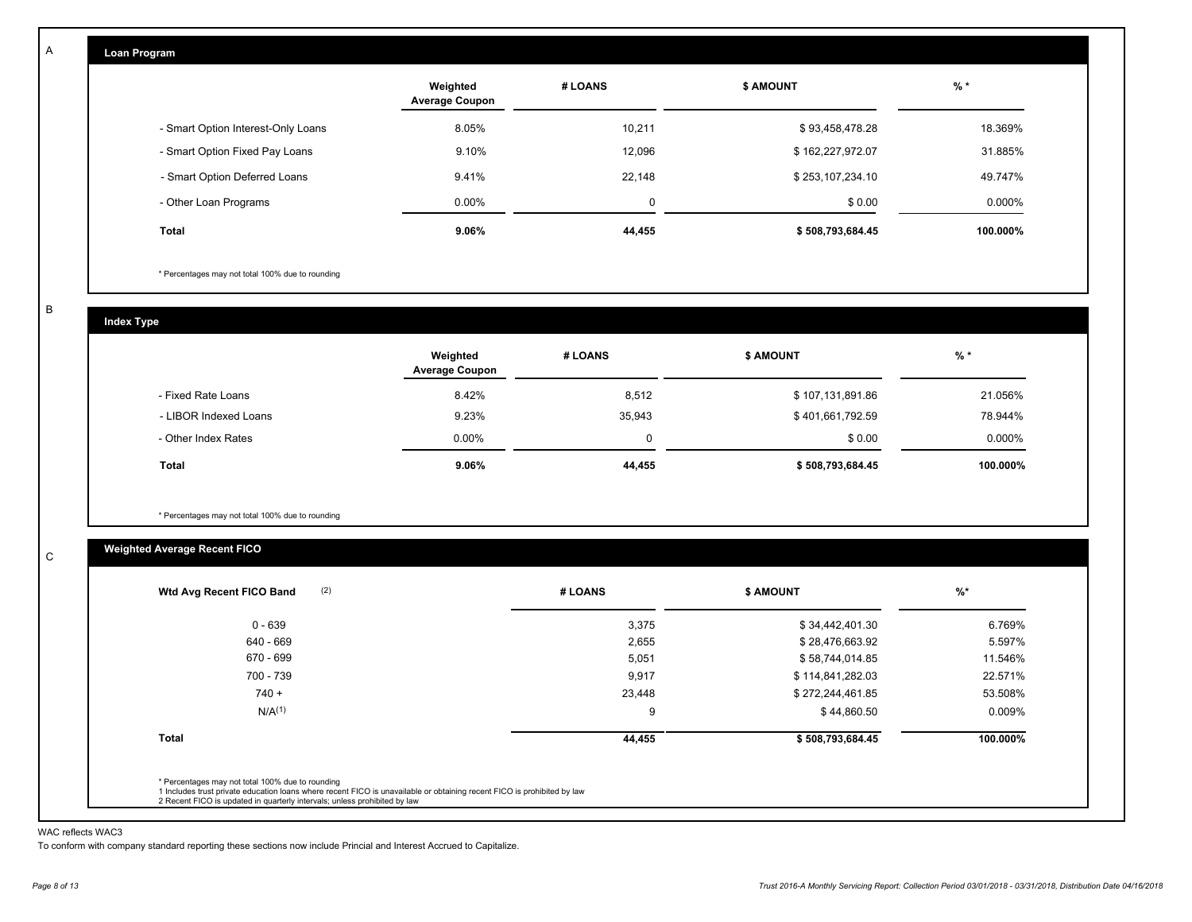A

## Loan Program

| | Weighted Average Coupon | # LOANS | $ AMOUNT | % * |
|---|---|---|---|---|
| - Smart Option Interest-Only Loans | 8.05% | 10,211 | $ 93,458,478.28 | 18.369% |
| - Smart Option Fixed Pay Loans | 9.10% | 12,096 | $ 162,227,972.07 | 31.885% |
| - Smart Option Deferred Loans | 9.41% | 22,148 | $ 253,107,234.10 | 49.747% |
| - Other Loan Programs | 0.00% | 0 | $ 0.00 | 0.000% |
| **Total** | **9.06%** | **44,455** | **$ 508,793,684.45** | **100.000%** |

* Percentages may not total 100% due to rounding

B

## Index Type

| | Weighted Average Coupon | # LOANS | $ AMOUNT | % * |
|---|---|---|---|---|
| - Fixed Rate Loans | 8.42% | 8,512 | $ 107,131,891.86 | 21.056% |
| - LIBOR Indexed Loans | 9.23% | 35,943 | $ 401,661,792.59 | 78.944% |
| - Other Index Rates | 0.00% | 0 | $ 0.00 | 0.000% |
| **Total** | **9.06%** | **44,455** | **$ 508,793,684.45** | **100.000%** |

* Percentages may not total 100% due to rounding

C

## Weighted Average Recent FICO

| Wtd Avg Recent FICO Band (2) | # LOANS | $ AMOUNT | %* |
|---|---|---|---|
| 0 - 639 | 3,375 | $ 34,442,401.30 | 6.769% |
| 640 - 669 | 2,655 | $ 28,476,663.92 | 5.597% |
| 670 - 699 | 5,051 | $ 58,744,014.85 | 11.546% |
| 700 - 739 | 9,917 | $ 114,841,282.03 | 22.571% |
| 740 + | 23,448 | $ 272,244,461.85 | 53.508% |
| N/A(1) | 9 | $ 44,860.50 | 0.009% |
| **Total** | **44,455** | **$ 508,793,684.45** | **100.000%** |

* Percentages may not total 100% due to rounding
1 Includes trust private education loans where recent FICO is unavailable or obtaining recent FICO is prohibited by law
2 Recent FICO is updated in quarterly intervals; unless prohibited by law

WAC reflects WAC3

To conform with company standard reporting these sections now include Princial and Interest Accrued to Capitalize.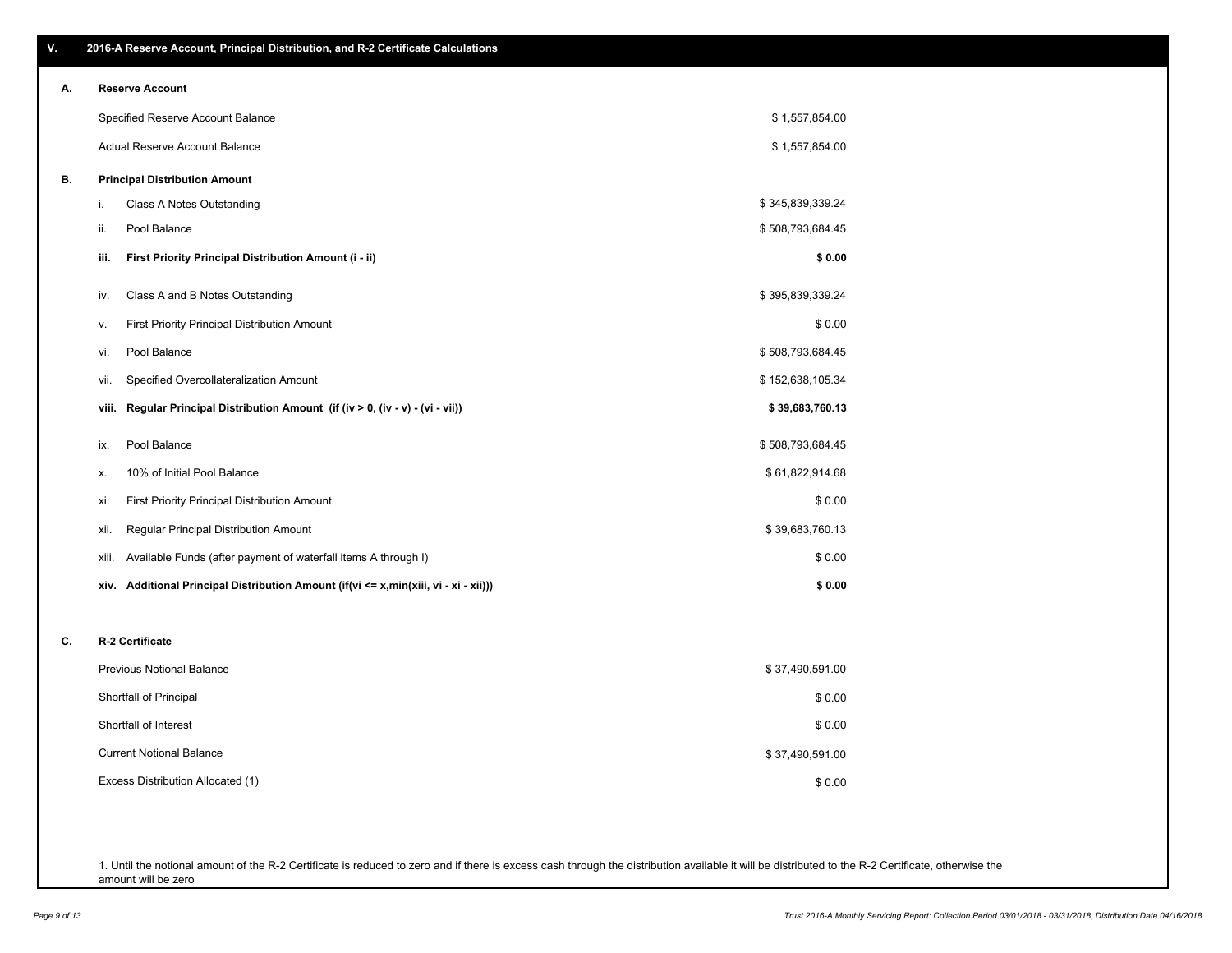## V. 2016-A Reserve Account, Principal Distribution, and R-2 Certificate Calculations

### A. Reserve Account

| | |
|---|---|
| Specified Reserve Account Balance | $ 1,557,854.00 |
| Actual Reserve Account Balance | $ 1,557,854.00 |

### B. Principal Distribution Amount

| | | |
|---|---|---|
| i. | Class A Notes Outstanding | $ 345,839,339.24 |
| ii. | Pool Balance | $ 508,793,684.45 |
| **iii.** | **First Priority Principal Distribution Amount (i - ii)** | **$ 0.00** |
| iv. | Class A and B Notes Outstanding | $ 395,839,339.24 |
| v. | First Priority Principal Distribution Amount | $ 0.00 |
| vi. | Pool Balance | $ 508,793,684.45 |
| vii. | Specified Overcollateralization Amount | $ 152,638,105.34 |
| **viii.** | **Regular Principal Distribution Amount (if (iv > 0, (iv - v) - (vi - vii))** | **$ 39,683,760.13** |
| ix. | Pool Balance | $ 508,793,684.45 |
| x. | 10% of Initial Pool Balance | $ 61,822,914.68 |
| xi. | First Priority Principal Distribution Amount | $ 0.00 |
| xii. | Regular Principal Distribution Amount | $ 39,683,760.13 |
| xiii. | Available Funds (after payment of waterfall items A through I) | $ 0.00 |
| **xiv.** | **Additional Principal Distribution Amount (if(vi <= x,min(xiii, vi - xi - xii)))** | **$ 0.00** |

### C. R-2 Certificate

| | |
|---|---|
| Previous Notional Balance | $ 37,490,591.00 |
| Shortfall of Principal | $ 0.00 |
| Shortfall of Interest | $ 0.00 |
| Current Notional Balance | $ 37,490,591.00 |
| Excess Distribution Allocated (1) | $ 0.00 |

1. Until the notional amount of the R-2 Certificate is reduced to zero and if there is excess cash through the distribution available it will be distributed to the R-2 Certificate, otherwise the amount will be zero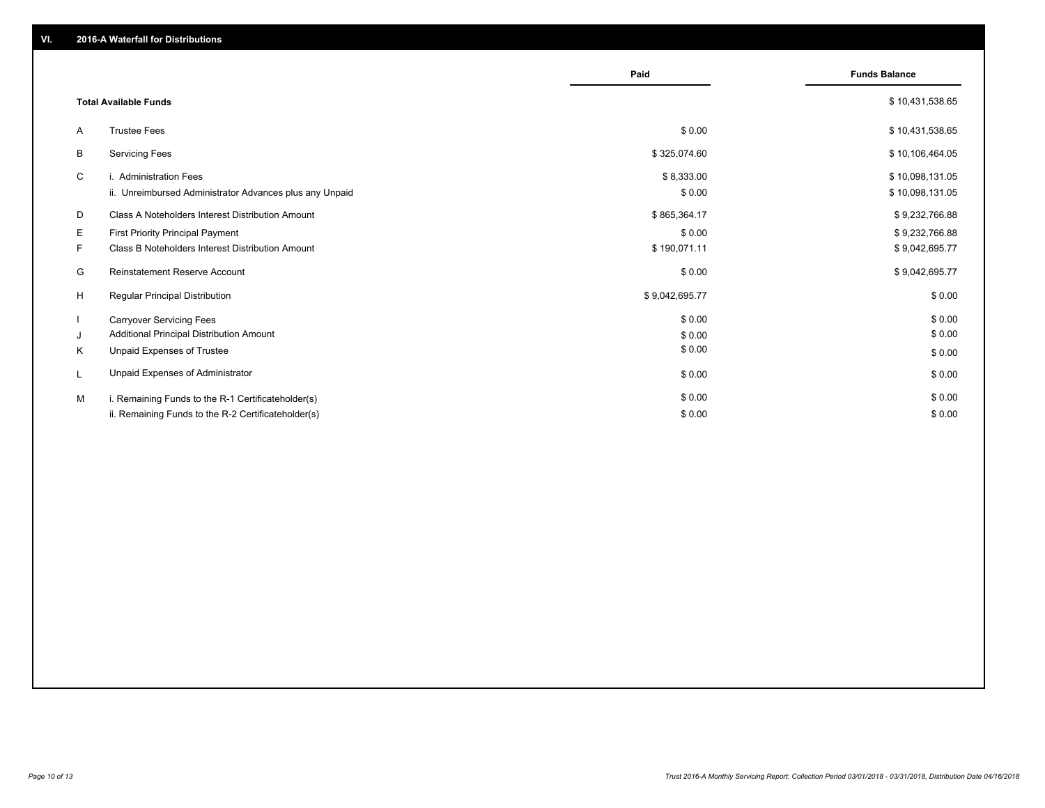## VI. 2016-A Waterfall for Distributions

| | | Paid | Funds Balance |
|---|---|---|---|
| | **Total Available Funds** | | $ 10,431,538.65 |
| A | Trustee Fees | $ 0.00 | $ 10,431,538.65 |
| B | Servicing Fees | $ 325,074.60 | $ 10,106,464.05 |
| C | i. Administration Fees | $ 8,333.00 | $ 10,098,131.05 |
| | ii. Unreimbursed Administrator Advances plus any Unpaid | $ 0.00 | $ 10,098,131.05 |
| D | Class A Noteholders Interest Distribution Amount | $ 865,364.17 | $ 9,232,766.88 |
| E | First Priority Principal Payment | $ 0.00 | $ 9,232,766.88 |
| F | Class B Noteholders Interest Distribution Amount | $ 190,071.11 | $ 9,042,695.77 |
| G | Reinstatement Reserve Account | $ 0.00 | $ 9,042,695.77 |
| H | Regular Principal Distribution | $ 9,042,695.77 | $ 0.00 |
| I | Carryover Servicing Fees | $ 0.00 | $ 0.00 |
| J | Additional Principal Distribution Amount | $ 0.00 | $ 0.00 |
| K | Unpaid Expenses of Trustee | $ 0.00 | $ 0.00 |
| L | Unpaid Expenses of Administrator | $ 0.00 | $ 0.00 |
| M | i. Remaining Funds to the R-1 Certificateholder(s) | $ 0.00 | $ 0.00 |
| | ii. Remaining Funds to the R-2 Certificateholder(s) | $ 0.00 | $ 0.00 |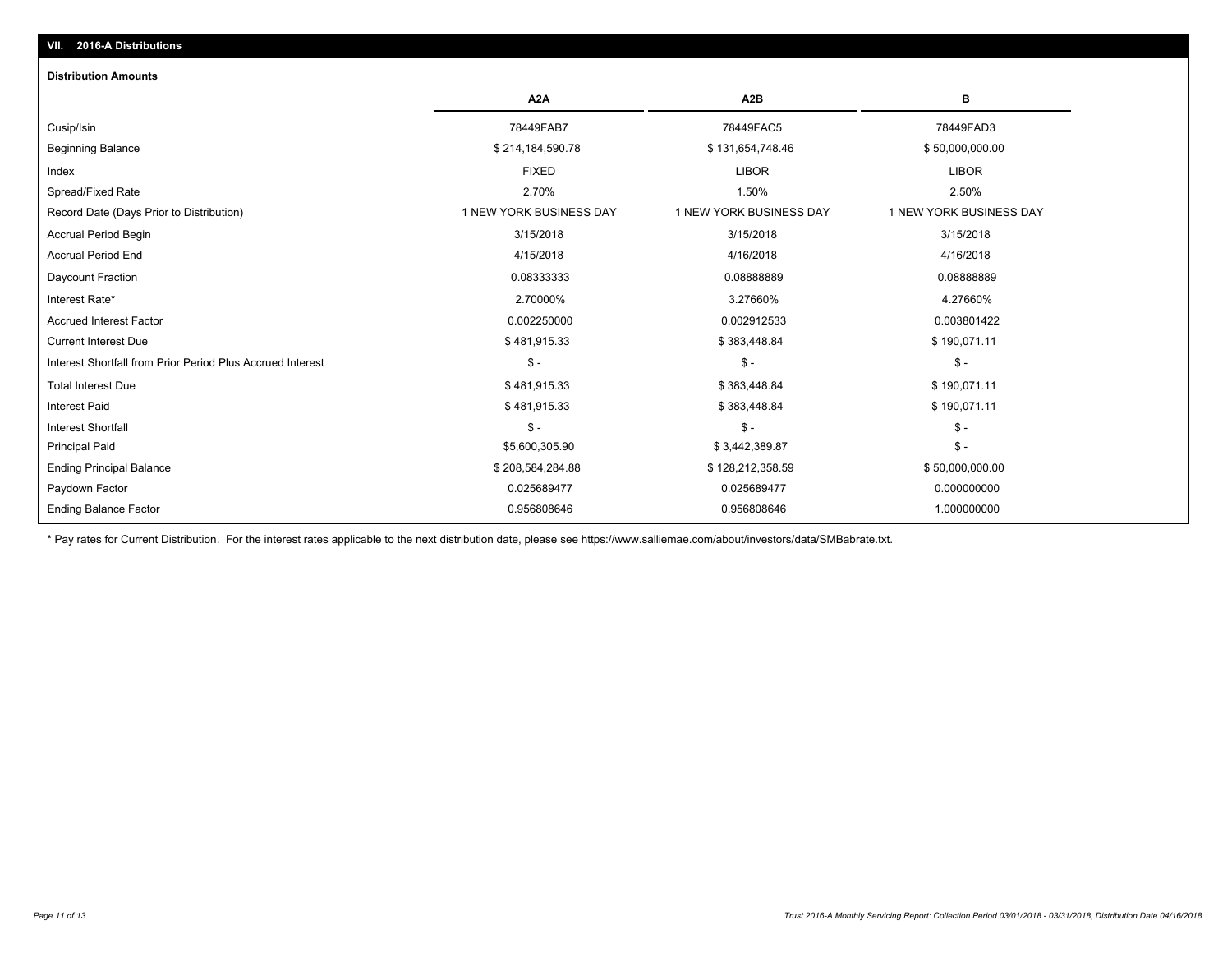## VII. 2016-A Distributions

### Distribution Amounts

| | A2A | A2B | B |
|---|---|---|---|
| Cusip/Isin | 78449FAB7 | 78449FAC5 | 78449FAD3 |
| Beginning Balance | $ 214,184,590.78 | $ 131,654,748.46 | $ 50,000,000.00 |
| Index | FIXED | LIBOR | LIBOR |
| Spread/Fixed Rate | 2.70% | 1.50% | 2.50% |
| Record Date (Days Prior to Distribution) | 1 NEW YORK BUSINESS DAY | 1 NEW YORK BUSINESS DAY | 1 NEW YORK BUSINESS DAY |
| Accrual Period Begin | 3/15/2018 | 3/15/2018 | 3/15/2018 |
| Accrual Period End | 4/15/2018 | 4/16/2018 | 4/16/2018 |
| Daycount Fraction | 0.08333333 | 0.08888889 | 0.08888889 |
| Interest Rate* | 2.70000% | 3.27660% | 4.27660% |
| Accrued Interest Factor | 0.002250000 | 0.002912533 | 0.003801422 |
| Current Interest Due | $ 481,915.33 | $ 383,448.84 | $ 190,071.11 |
| Interest Shortfall from Prior Period Plus Accrued Interest | $ - | $ - | $ - |
| Total Interest Due | $ 481,915.33 | $ 383,448.84 | $ 190,071.11 |
| Interest Paid | $ 481,915.33 | $ 383,448.84 | $ 190,071.11 |
| Interest Shortfall | $ - | $ - | $ - |
| Principal Paid | $5,600,305.90 | $ 3,442,389.87 | $ - |
| Ending Principal Balance | $ 208,584,284.88 | $ 128,212,358.59 | $ 50,000,000.00 |
| Paydown Factor | 0.025689477 | 0.025689477 | 0.000000000 |
| Ending Balance Factor | 0.956808646 | 0.956808646 | 1.000000000 |

* Pay rates for Current Distribution. For the interest rates applicable to the next distribution date, please see https://www.salliemae.com/about/investors/data/SMBabrate.txt.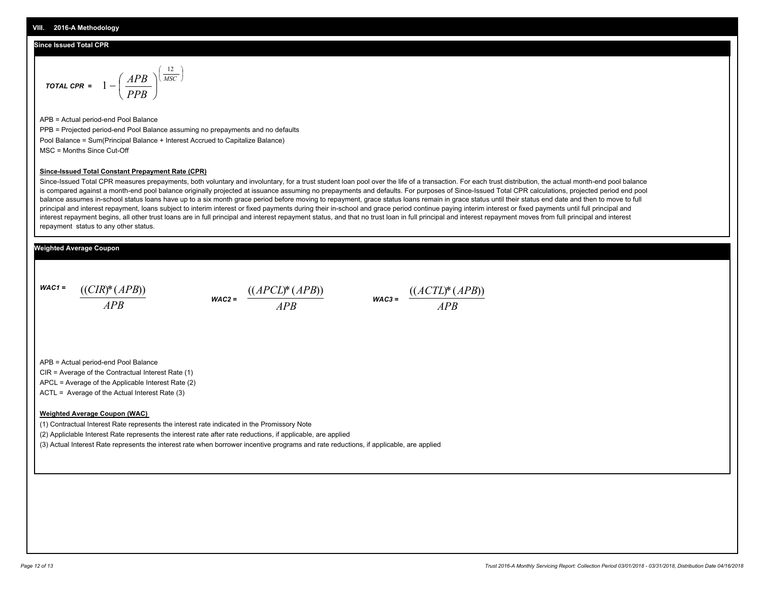## VIII. 2016-A Methodology

### Since Issued Total CPR

$$\textit{TOTAL CPR} = 1 - \left(\frac{APB}{PPB}\right)^{\left(\frac{12}{MSC}\right)}$$

APB = Actual period-end Pool Balance

PPB = Projected period-end Pool Balance assuming no prepayments and no defaults

Pool Balance = Sum(Principal Balance + Interest Accrued to Capitalize Balance)

MSC = Months Since Cut-Off

**Since-Issued Total Constant Prepayment Rate (CPR)**

Since-Issued Total CPR measures prepayments, both voluntary and involuntary, for a trust student loan pool over the life of a transaction. For each trust distribution, the actual month-end pool balance is compared against a month-end pool balance originally projected at issuance assuming no prepayments and defaults. For purposes of Since-Issued Total CPR calculations, projected period end pool balance assumes in-school status loans have up to a six month grace period before moving to repayment, grace status loans remain in grace status until their status end date and then to move to full principal and interest repayment, loans subject to interim interest or fixed payments during their in-school and grace period continue paying interim interest or fixed payments until full principal and interest repayment begins, all other trust loans are in full principal and interest repayment status, and that no trust loan in full principal and interest repayment moves from full principal and interest repayment status to any other status.

### Weighted Average Coupon

$$\textit{WAC1} = \frac{((CIR)*(APB))}{APB} \qquad \textit{WAC2} = \frac{((APCL)*(APB))}{APB} \qquad \textit{WAC3} = \frac{((ACTL)*(APB))}{APB}$$

APB = Actual period-end Pool Balance

CIR = Average of the Contractual Interest Rate (1)

APCL = Average of the Applicable Interest Rate (2)

ACTL = Average of the Actual Interest Rate (3)

**Weighted Average Coupon (WAC)**

(1) Contractual Interest Rate represents the interest rate indicated in the Promissory Note

(2) Appliclable Interest Rate represents the interest rate after rate reductions, if applicable, are applied

(3) Actual Interest Rate represents the interest rate when borrower incentive programs and rate reductions, if applicable, are applied